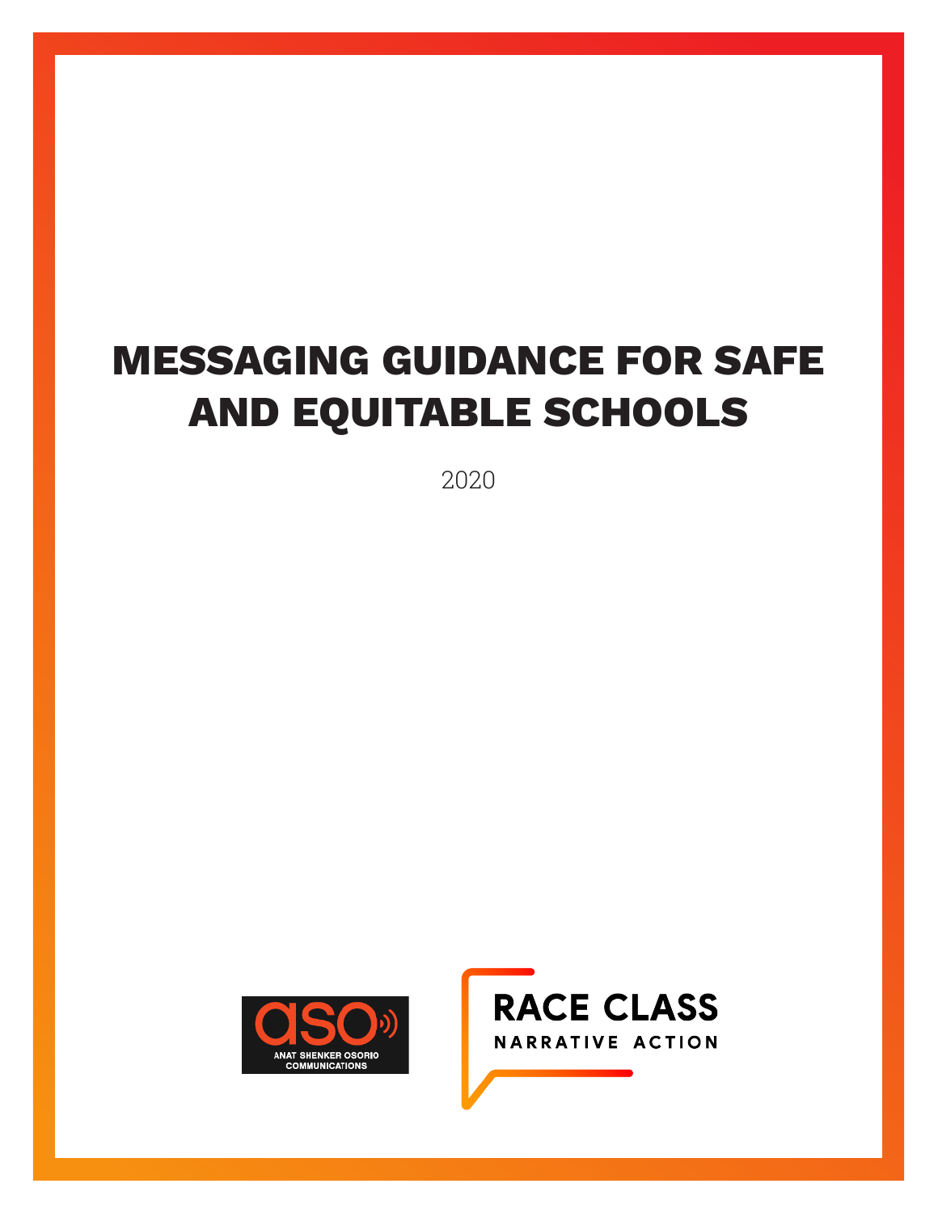# MESSAGING GUIDANCE FOR SAFE AND EQUITABLE SCHOOLS

2020

ANAT SHENKER OSORIO COMMUNICATIONS

RACE CLASS NARRATIVE ACTION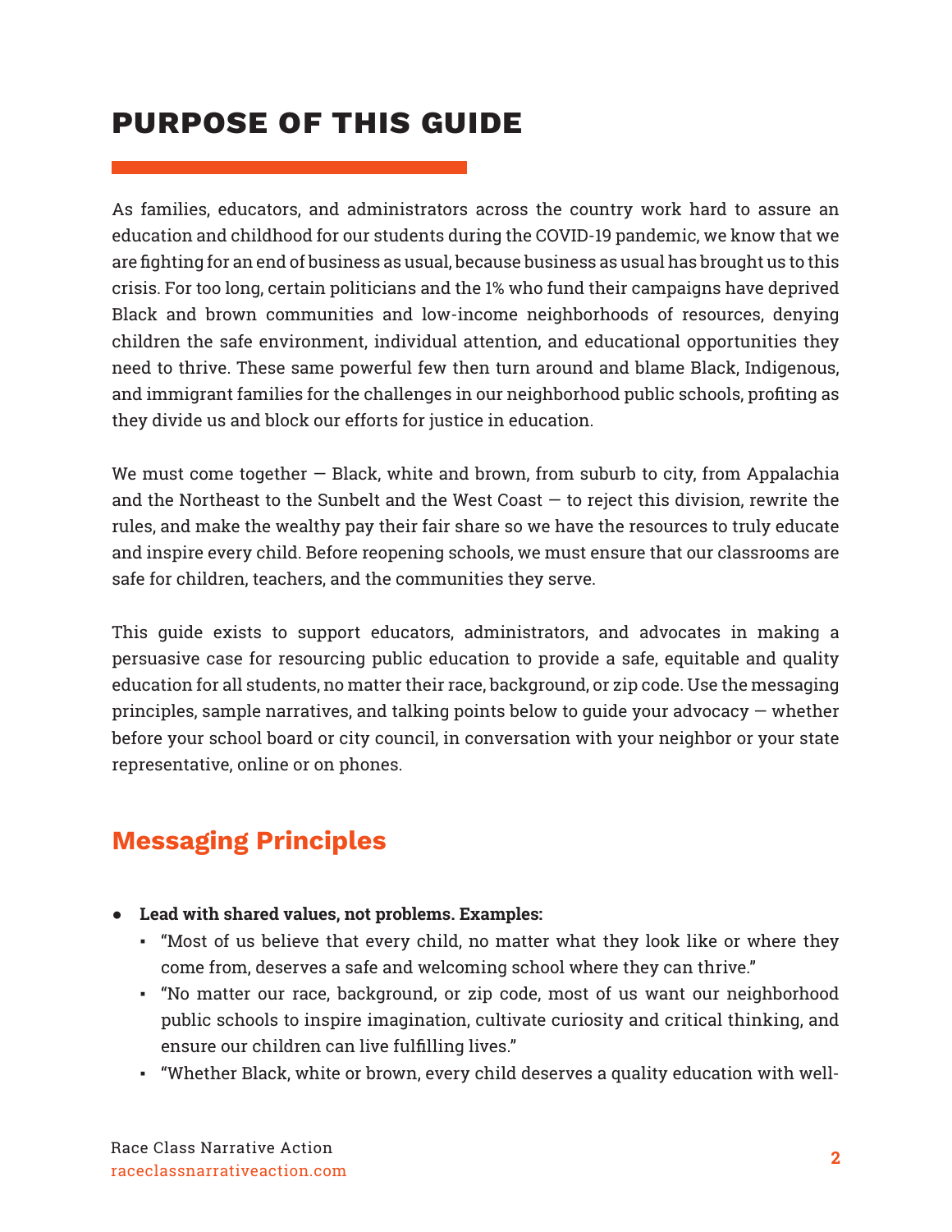# PURPOSE OF THIS GUIDE

As families, educators, and administrators across the country work hard to assure an education and childhood for our students during the COVID-19 pandemic, we know that we are fighting for an end of business as usual, because business as usual has brought us to this crisis. For too long, certain politicians and the 1% who fund their campaigns have deprived Black and brown communities and low-income neighborhoods of resources, denying children the safe environment, individual attention, and educational opportunities they need to thrive. These same powerful few then turn around and blame Black, Indigenous, and immigrant families for the challenges in our neighborhood public schools, profiting as they divide us and block our efforts for justice in education.

We must come together — Black, white and brown, from suburb to city, from Appalachia and the Northeast to the Sunbelt and the West Coast — to reject this division, rewrite the rules, and make the wealthy pay their fair share so we have the resources to truly educate and inspire every child. Before reopening schools, we must ensure that our classrooms are safe for children, teachers, and the communities they serve.

This guide exists to support educators, administrators, and advocates in making a persuasive case for resourcing public education to provide a safe, equitable and quality education for all students, no matter their race, background, or zip code. Use the messaging principles, sample narratives, and talking points below to guide your advocacy — whether before your school board or city council, in conversation with your neighbor or your state representative, online or on phones.

## Messaging Principles

- **Lead with shared values, not problems. Examples:**
  - "Most of us believe that every child, no matter what they look like or where they come from, deserves a safe and welcoming school where they can thrive."
  - "No matter our race, background, or zip code, most of us want our neighborhood public schools to inspire imagination, cultivate curiosity and critical thinking, and ensure our children can live fulfilling lives."
  - "Whether Black, white or brown, every child deserves a quality education with well-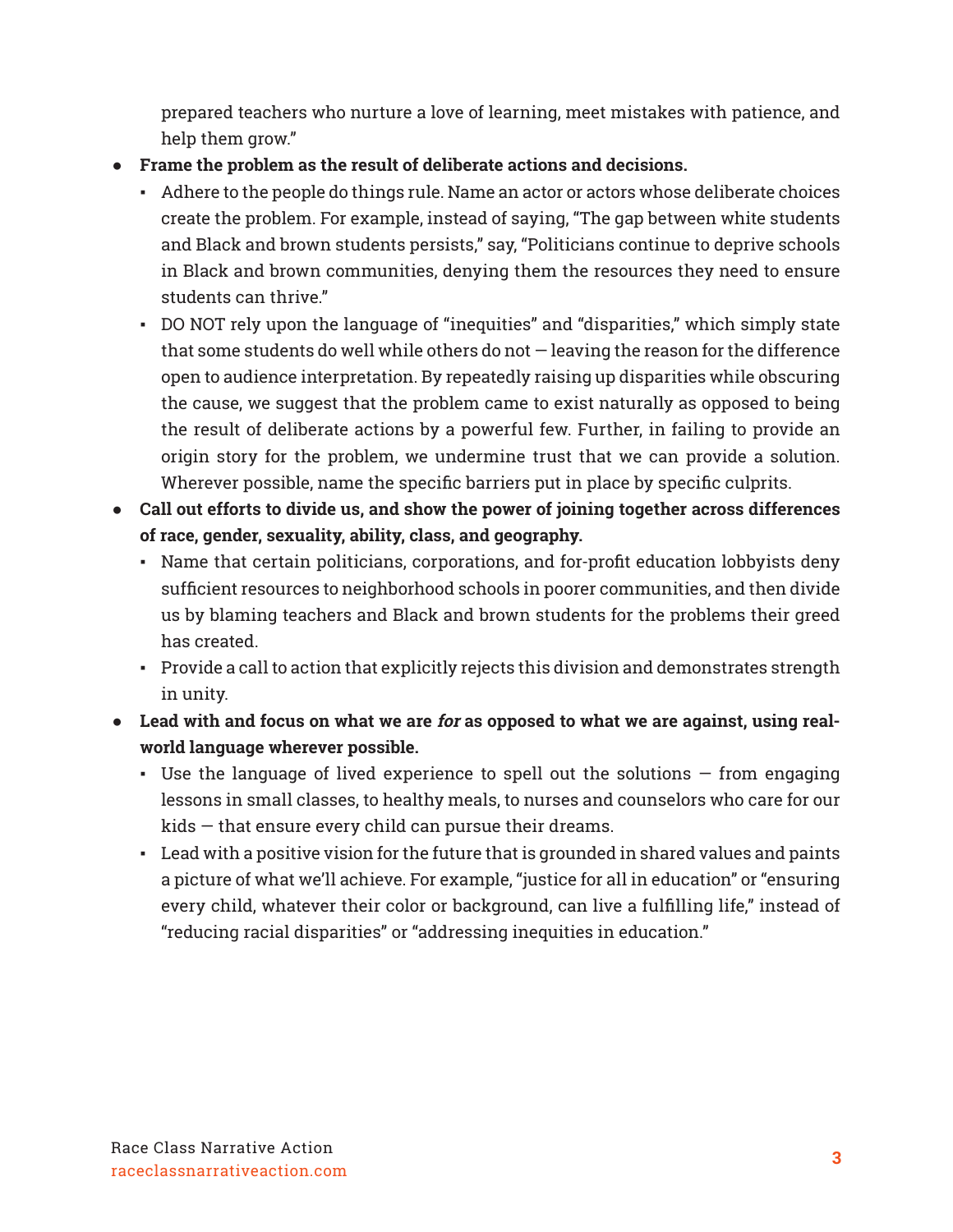prepared teachers who nurture a love of learning, meet mistakes with patience, and help them grow."

- **Frame the problem as the result of deliberate actions and decisions.**
  - Adhere to the people do things rule. Name an actor or actors whose deliberate choices create the problem. For example, instead of saying, "The gap between white students and Black and brown students persists," say, "Politicians continue to deprive schools in Black and brown communities, denying them the resources they need to ensure students can thrive."
  - DO NOT rely upon the language of "inequities" and "disparities," which simply state that some students do well while others do not — leaving the reason for the difference open to audience interpretation. By repeatedly raising up disparities while obscuring the cause, we suggest that the problem came to exist naturally as opposed to being the result of deliberate actions by a powerful few. Further, in failing to provide an origin story for the problem, we undermine trust that we can provide a solution. Wherever possible, name the specific barriers put in place by specific culprits.
- **Call out efforts to divide us, and show the power of joining together across differences of race, gender, sexuality, ability, class, and geography.**
  - Name that certain politicians, corporations, and for-profit education lobbyists deny sufficient resources to neighborhood schools in poorer communities, and then divide us by blaming teachers and Black and brown students for the problems their greed has created.
  - Provide a call to action that explicitly rejects this division and demonstrates strength in unity.
- **Lead with and focus on what we are *for* as opposed to what we are against, using real-world language wherever possible.**
  - Use the language of lived experience to spell out the solutions — from engaging lessons in small classes, to healthy meals, to nurses and counselors who care for our kids — that ensure every child can pursue their dreams.
  - Lead with a positive vision for the future that is grounded in shared values and paints a picture of what we'll achieve. For example, "justice for all in education" or "ensuring every child, whatever their color or background, can live a fulfilling life," instead of "reducing racial disparities" or "addressing inequities in education."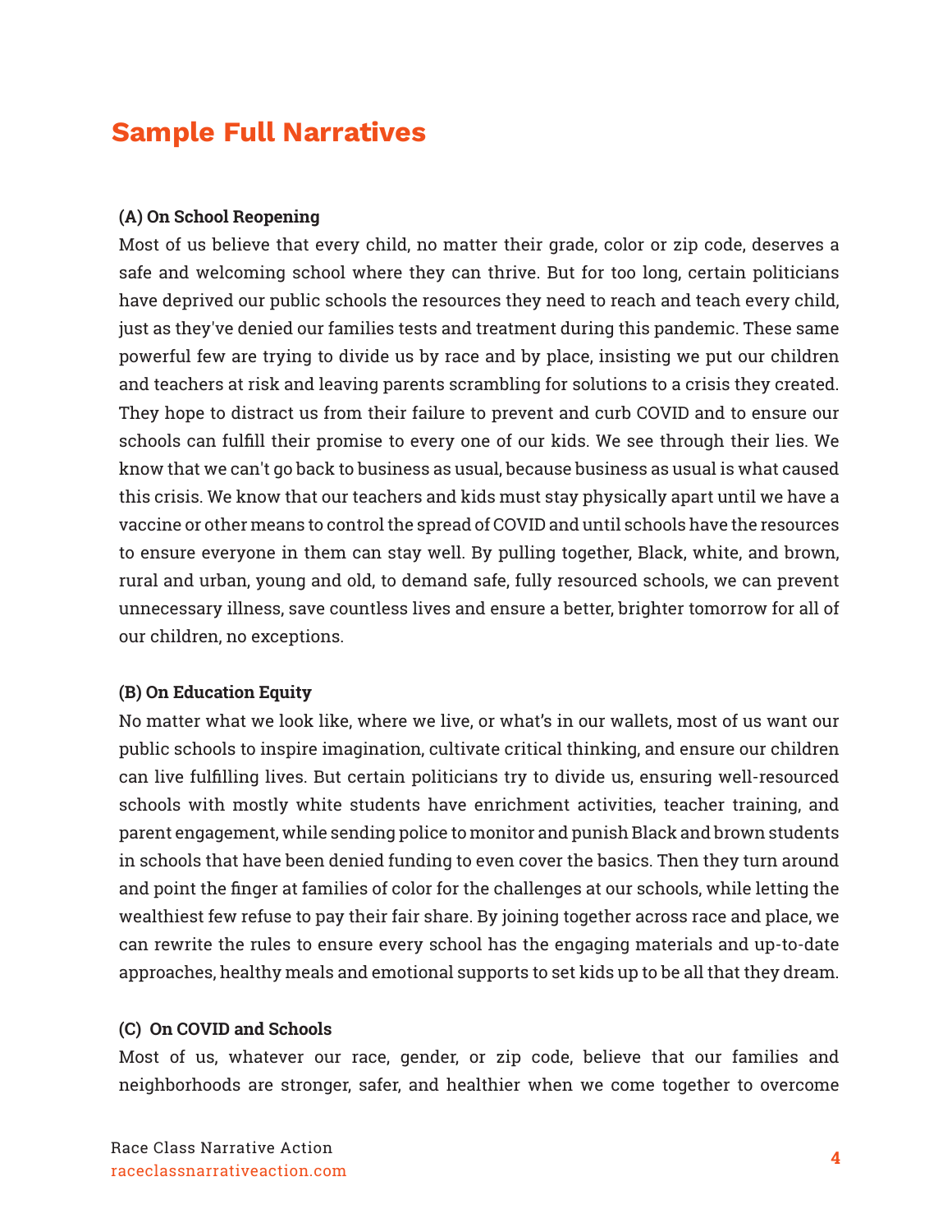## Sample Full Narratives

**(A) On School Reopening**

Most of us believe that every child, no matter their grade, color or zip code, deserves a safe and welcoming school where they can thrive. But for too long, certain politicians have deprived our public schools the resources they need to reach and teach every child, just as they've denied our families tests and treatment during this pandemic. These same powerful few are trying to divide us by race and by place, insisting we put our children and teachers at risk and leaving parents scrambling for solutions to a crisis they created. They hope to distract us from their failure to prevent and curb COVID and to ensure our schools can fulfill their promise to every one of our kids. We see through their lies. We know that we can't go back to business as usual, because business as usual is what caused this crisis. We know that our teachers and kids must stay physically apart until we have a vaccine or other means to control the spread of COVID and until schools have the resources to ensure everyone in them can stay well. By pulling together, Black, white, and brown, rural and urban, young and old, to demand safe, fully resourced schools, we can prevent unnecessary illness, save countless lives and ensure a better, brighter tomorrow for all of our children, no exceptions.

**(B) On Education Equity**

No matter what we look like, where we live, or what's in our wallets, most of us want our public schools to inspire imagination, cultivate critical thinking, and ensure our children can live fulfilling lives. But certain politicians try to divide us, ensuring well-resourced schools with mostly white students have enrichment activities, teacher training, and parent engagement, while sending police to monitor and punish Black and brown students in schools that have been denied funding to even cover the basics. Then they turn around and point the finger at families of color for the challenges at our schools, while letting the wealthiest few refuse to pay their fair share. By joining together across race and place, we can rewrite the rules to ensure every school has the engaging materials and up-to-date approaches, healthy meals and emotional supports to set kids up to be all that they dream.

**(C) On COVID and Schools**

Most of us, whatever our race, gender, or zip code, believe that our families and neighborhoods are stronger, safer, and healthier when we come together to overcome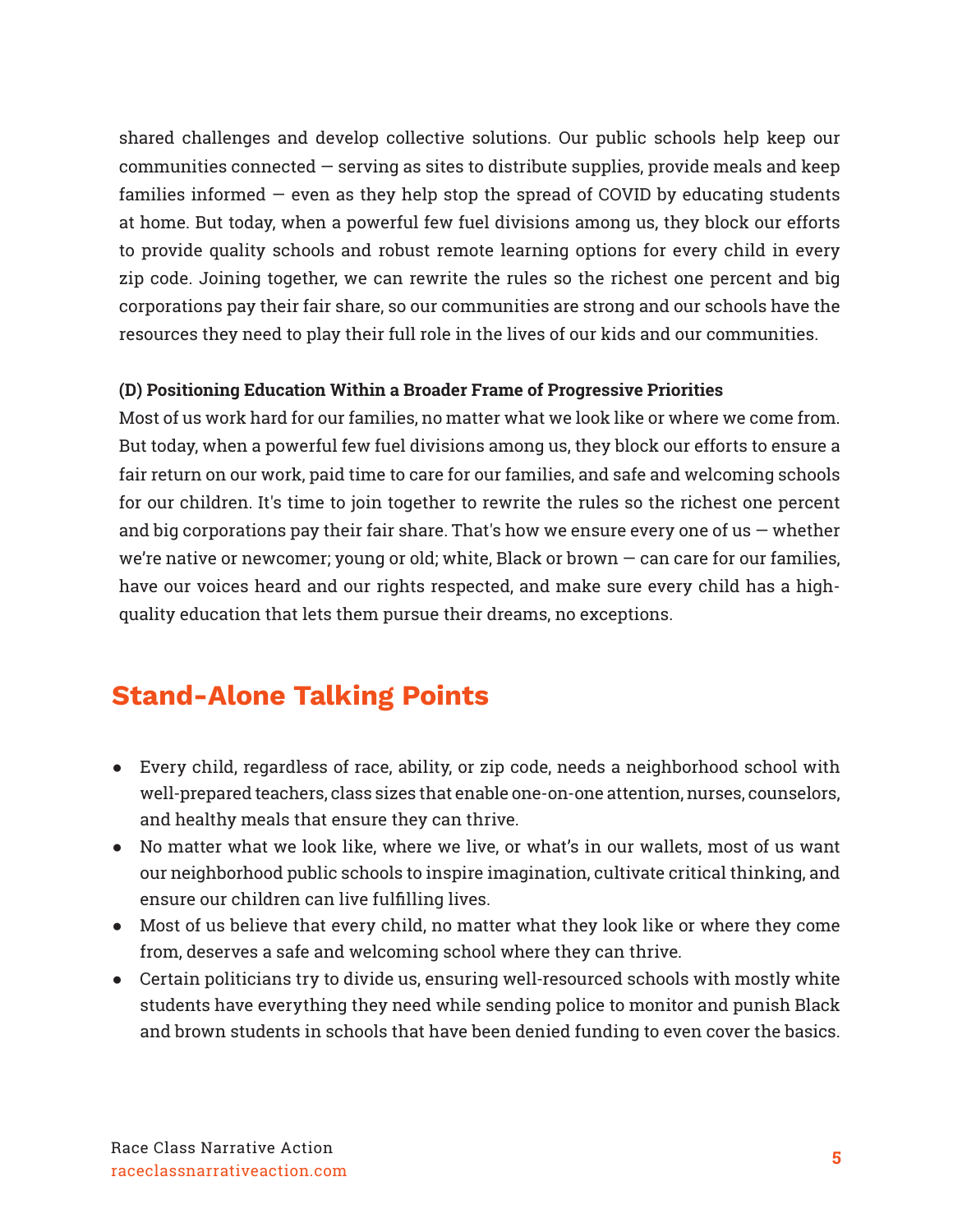shared challenges and develop collective solutions. Our public schools help keep our communities connected — serving as sites to distribute supplies, provide meals and keep families informed — even as they help stop the spread of COVID by educating students at home. But today, when a powerful few fuel divisions among us, they block our efforts to provide quality schools and robust remote learning options for every child in every zip code. Joining together, we can rewrite the rules so the richest one percent and big corporations pay their fair share, so our communities are strong and our schools have the resources they need to play their full role in the lives of our kids and our communities.

**(D) Positioning Education Within a Broader Frame of Progressive Priorities**

Most of us work hard for our families, no matter what we look like or where we come from. But today, when a powerful few fuel divisions among us, they block our efforts to ensure a fair return on our work, paid time to care for our families, and safe and welcoming schools for our children. It's time to join together to rewrite the rules so the richest one percent and big corporations pay their fair share. That's how we ensure every one of us — whether we're native or newcomer; young or old; white, Black or brown — can care for our families, have our voices heard and our rights respected, and make sure every child has a high-quality education that lets them pursue their dreams, no exceptions.

## Stand-Alone Talking Points

- Every child, regardless of race, ability, or zip code, needs a neighborhood school with well-prepared teachers, class sizes that enable one-on-one attention, nurses, counselors, and healthy meals that ensure they can thrive.
- No matter what we look like, where we live, or what's in our wallets, most of us want our neighborhood public schools to inspire imagination, cultivate critical thinking, and ensure our children can live fulfilling lives.
- Most of us believe that every child, no matter what they look like or where they come from, deserves a safe and welcoming school where they can thrive.
- Certain politicians try to divide us, ensuring well-resourced schools with mostly white students have everything they need while sending police to monitor and punish Black and brown students in schools that have been denied funding to even cover the basics.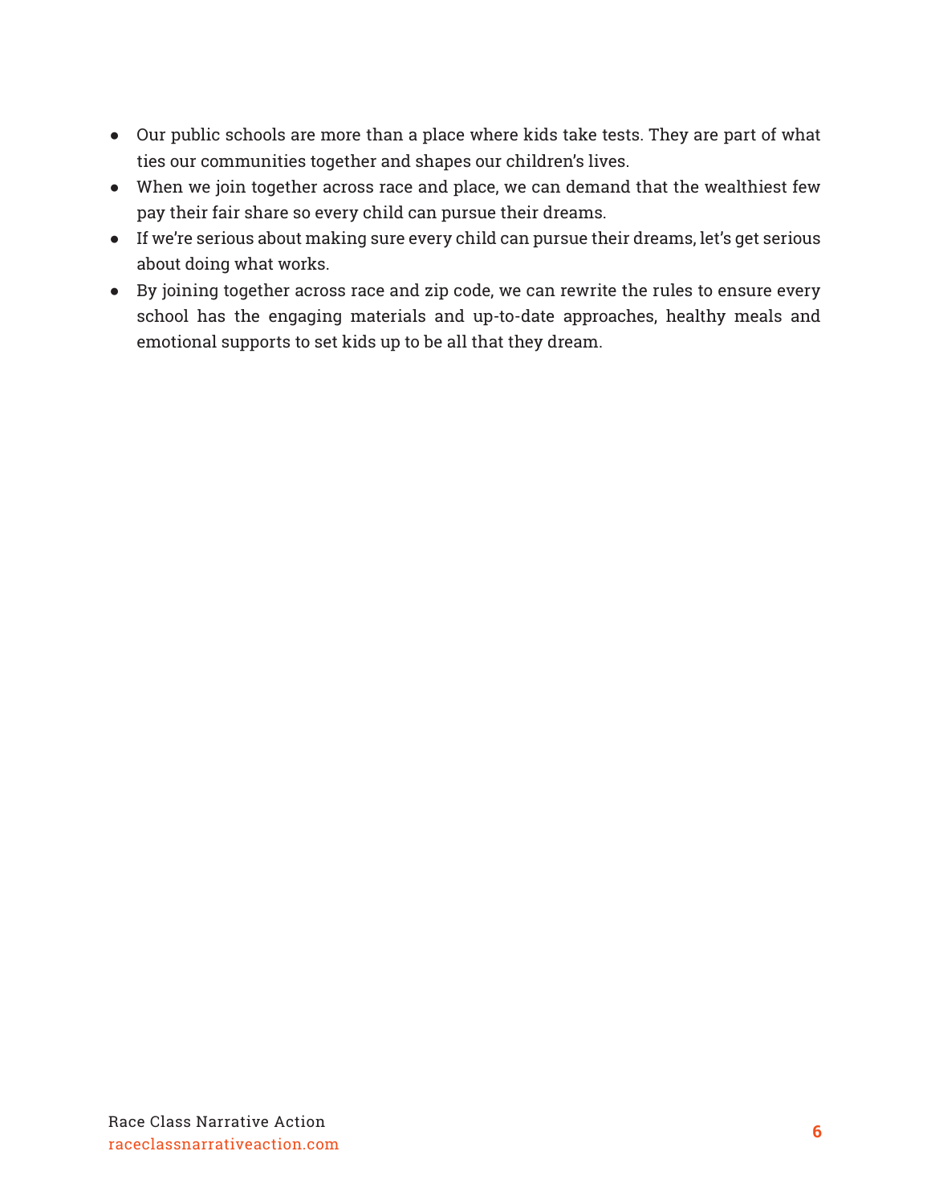- Our public schools are more than a place where kids take tests. They are part of what ties our communities together and shapes our children's lives.
- When we join together across race and place, we can demand that the wealthiest few pay their fair share so every child can pursue their dreams.
- If we're serious about making sure every child can pursue their dreams, let's get serious about doing what works.
- By joining together across race and zip code, we can rewrite the rules to ensure every school has the engaging materials and up-to-date approaches, healthy meals and emotional supports to set kids up to be all that they dream.